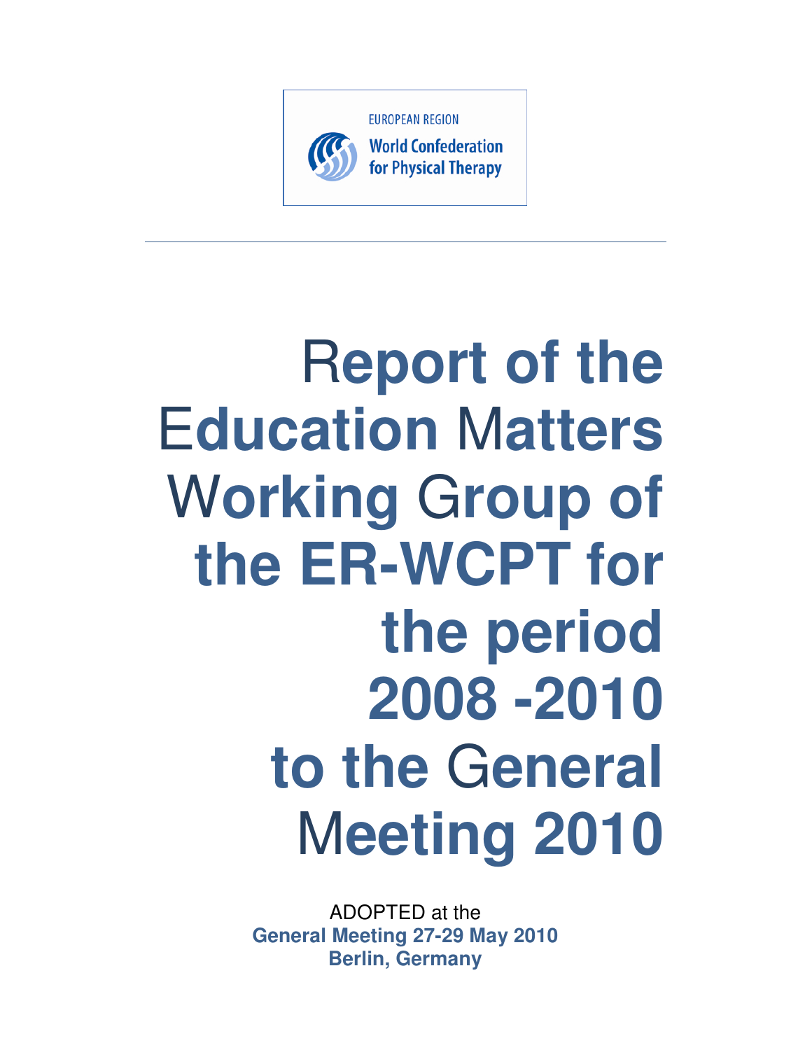EUROPEAN REGION

World Confederation for Physical Therapy

# Report of the Education Matters Working Group of the ER-WCPT for the period 2008 -2010 to the General Meeting 2010

ADOPTED at the

**General Meeting 27-29 May 2010**

**Berlin, Germany**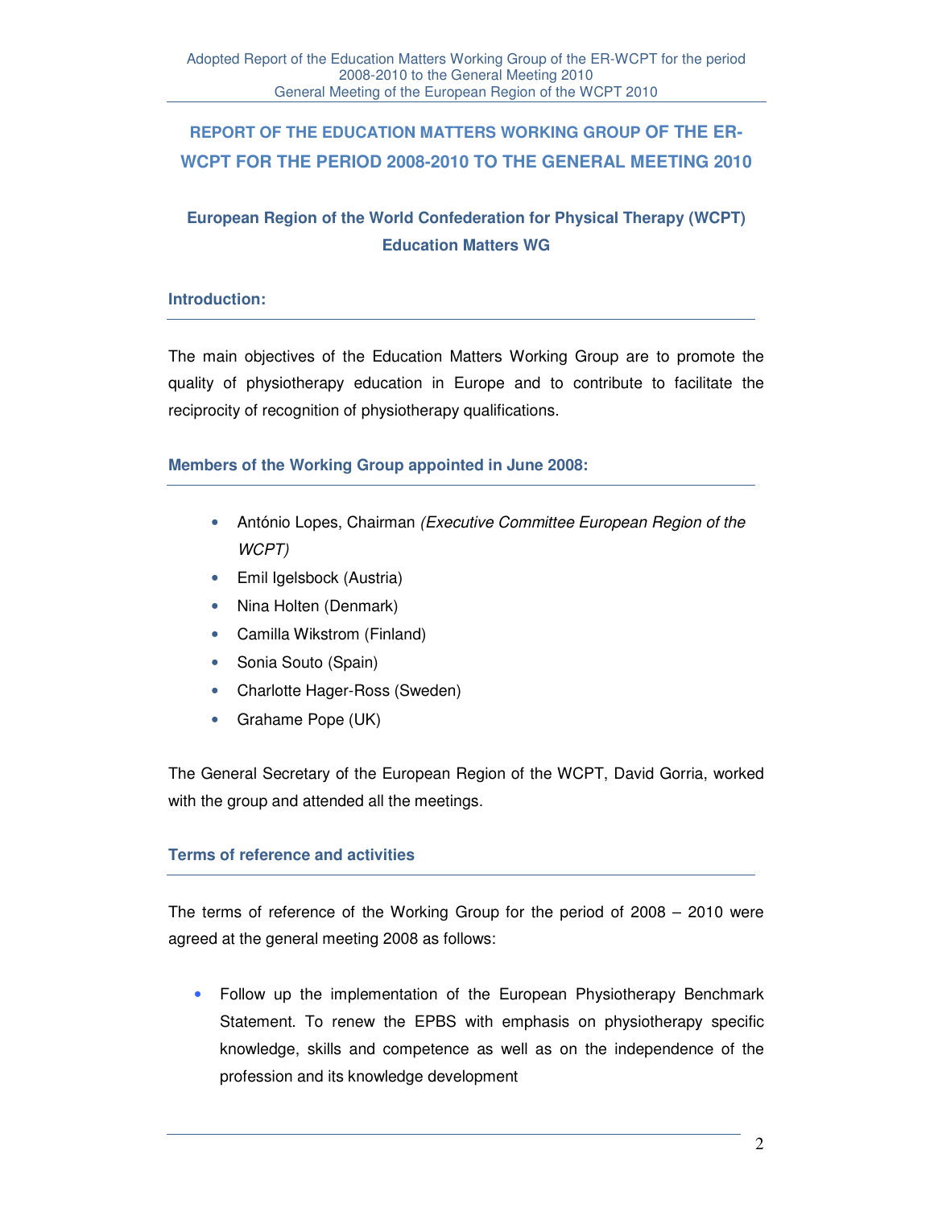# REPORT OF THE EDUCATION MATTERS WORKING GROUP OF THE ER-WCPT FOR THE PERIOD 2008-2010 TO THE GENERAL MEETING 2010

## European Region of the World Confederation for Physical Therapy (WCPT) Education Matters WG

### Introduction:

The main objectives of the Education Matters Working Group are to promote the quality of physiotherapy education in Europe and to contribute to facilitate the reciprocity of recognition of physiotherapy qualifications.

### Members of the Working Group appointed in June 2008:

- António Lopes, Chairman *(Executive Committee European Region of the WCPT)*
- Emil Igelsbock (Austria)
- Nina Holten (Denmark)
- Camilla Wikstrom (Finland)
- Sonia Souto (Spain)
- Charlotte Hager-Ross (Sweden)
- Grahame Pope (UK)

The General Secretary of the European Region of the WCPT, David Gorria, worked with the group and attended all the meetings.

### Terms of reference and activities

The terms of reference of the Working Group for the period of 2008 – 2010 were agreed at the general meeting 2008 as follows:

- Follow up the implementation of the European Physiotherapy Benchmark Statement. To renew the EPBS with emphasis on physiotherapy specific knowledge, skills and competence as well as on the independence of the profession and its knowledge development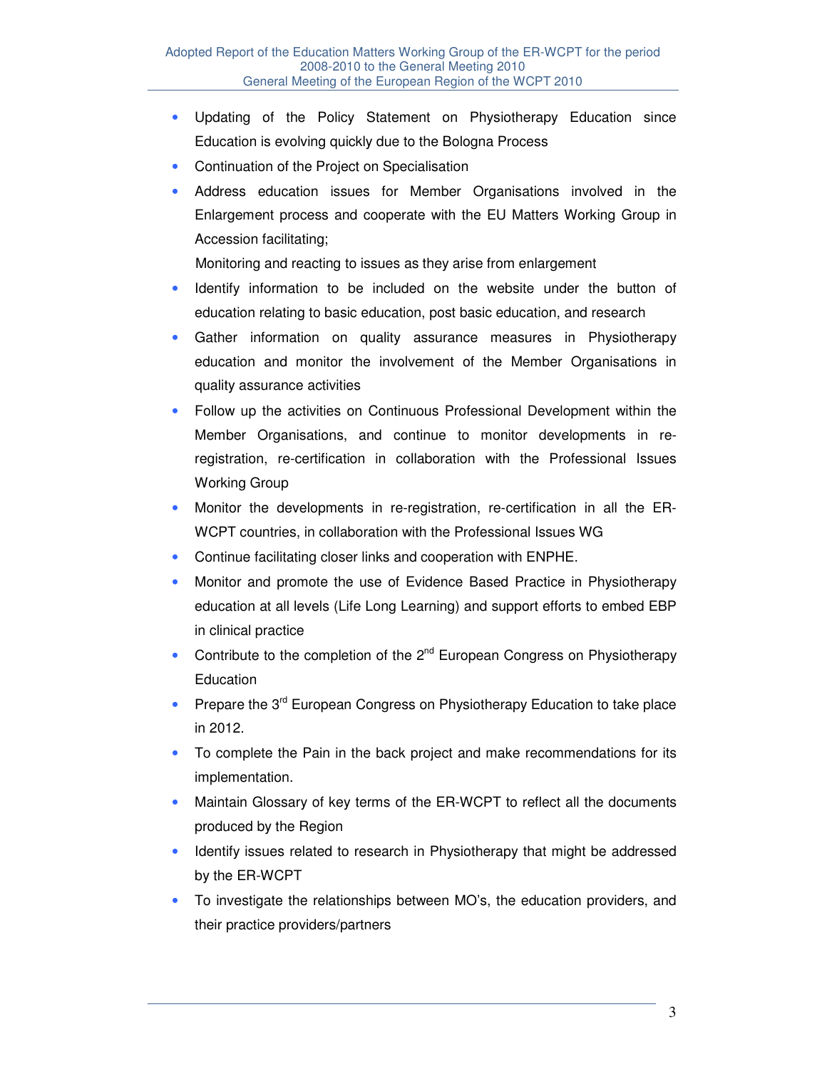- Updating of the Policy Statement on Physiotherapy Education since Education is evolving quickly due to the Bologna Process
- Continuation of the Project on Specialisation
- Address education issues for Member Organisations involved in the Enlargement process and cooperate with the EU Matters Working Group in Accession facilitating;

  Monitoring and reacting to issues as they arise from enlargement
- Identify information to be included on the website under the button of education relating to basic education, post basic education, and research
- Gather information on quality assurance measures in Physiotherapy education and monitor the involvement of the Member Organisations in quality assurance activities
- Follow up the activities on Continuous Professional Development within the Member Organisations, and continue to monitor developments in re-registration, re-certification in collaboration with the Professional Issues Working Group
- Monitor the developments in re-registration, re-certification in all the ER-WCPT countries, in collaboration with the Professional Issues WG
- Continue facilitating closer links and cooperation with ENPHE.
- Monitor and promote the use of Evidence Based Practice in Physiotherapy education at all levels (Life Long Learning) and support efforts to embed EBP in clinical practice
- Contribute to the completion of the 2nd European Congress on Physiotherapy Education
- Prepare the 3rd European Congress on Physiotherapy Education to take place in 2012.
- To complete the Pain in the back project and make recommendations for its implementation.
- Maintain Glossary of key terms of the ER-WCPT to reflect all the documents produced by the Region
- Identify issues related to research in Physiotherapy that might be addressed by the ER-WCPT
- To investigate the relationships between MO's, the education providers, and their practice providers/partners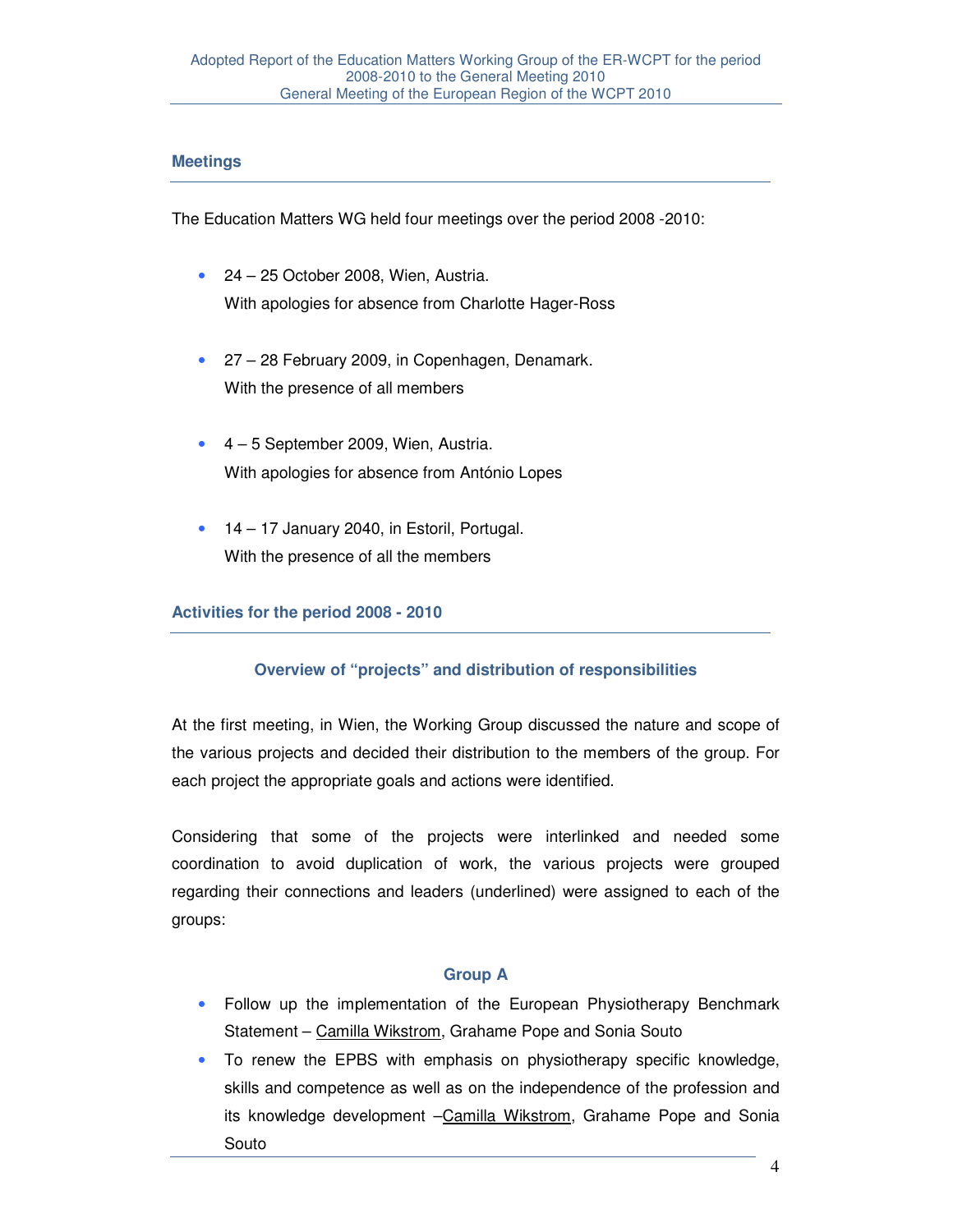## Meetings

The Education Matters WG held four meetings over the period 2008 -2010:

- 24 – 25 October 2008, Wien, Austria.
  With apologies for absence from Charlotte Hager-Ross

- 27 – 28 February 2009, in Copenhagen, Denamark.
  With the presence of all members

- 4 – 5 September 2009, Wien, Austria.
  With apologies for absence from António Lopes

- 14 – 17 January 2040, in Estoril, Portugal.
  With the presence of all the members

## Activities for the period 2008 - 2010

### Overview of "projects" and distribution of responsibilities

At the first meeting, in Wien, the Working Group discussed the nature and scope of the various projects and decided their distribution to the members of the group. For each project the appropriate goals and actions were identified.

Considering that some of the projects were interlinked and needed some coordination to avoid duplication of work, the various projects were grouped regarding their connections and leaders (underlined) were assigned to each of the groups:

#### Group A

- Follow up the implementation of the European Physiotherapy Benchmark Statement – <u>Camilla Wikstrom</u>, Grahame Pope and Sonia Souto
- To renew the EPBS with emphasis on physiotherapy specific knowledge, skills and competence as well as on the independence of the profession and its knowledge development –<u>Camilla Wikstrom</u>, Grahame Pope and Sonia Souto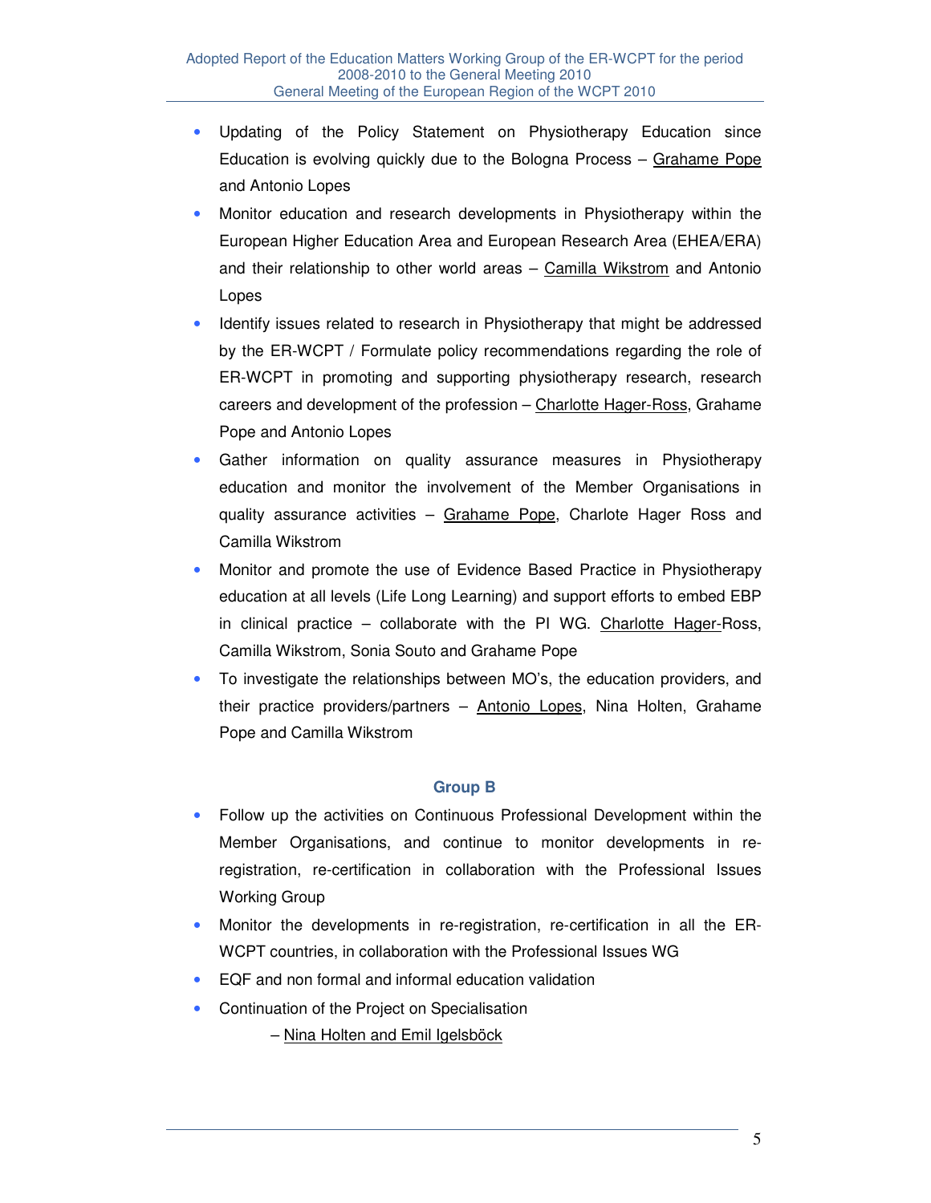- Updating of the Policy Statement on Physiotherapy Education since Education is evolving quickly due to the Bologna Process – Grahame Pope and Antonio Lopes
- Monitor education and research developments in Physiotherapy within the European Higher Education Area and European Research Area (EHEA/ERA) and their relationship to other world areas – Camilla Wikstrom and Antonio Lopes
- Identify issues related to research in Physiotherapy that might be addressed by the ER-WCPT / Formulate policy recommendations regarding the role of ER-WCPT in promoting and supporting physiotherapy research, research careers and development of the profession – Charlotte Hager-Ross, Grahame Pope and Antonio Lopes
- Gather information on quality assurance measures in Physiotherapy education and monitor the involvement of the Member Organisations in quality assurance activities – Grahame Pope, Charlote Hager Ross and Camilla Wikstrom
- Monitor and promote the use of Evidence Based Practice in Physiotherapy education at all levels (Life Long Learning) and support efforts to embed EBP in clinical practice – collaborate with the PI WG. Charlotte Hager-Ross, Camilla Wikstrom, Sonia Souto and Grahame Pope
- To investigate the relationships between MO's, the education providers, and their practice providers/partners – Antonio Lopes, Nina Holten, Grahame Pope and Camilla Wikstrom

### Group B

- Follow up the activities on Continuous Professional Development within the Member Organisations, and continue to monitor developments in re-registration, re-certification in collaboration with the Professional Issues Working Group
- Monitor the developments in re-registration, re-certification in all the ER-WCPT countries, in collaboration with the Professional Issues WG
- EQF and non formal and informal education validation
- Continuation of the Project on Specialisation

  – Nina Holten and Emil Igelsböck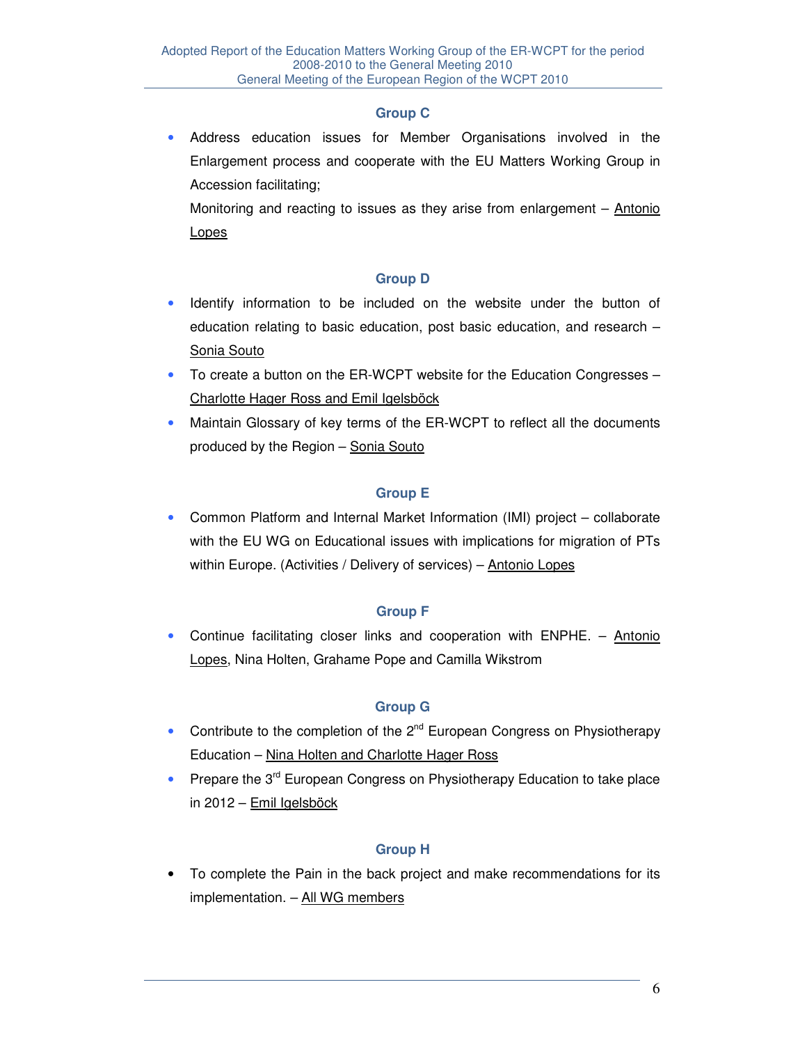### Group C

- Address education issues for Member Organisations involved in the Enlargement process and cooperate with the EU Matters Working Group in Accession facilitating;

  Monitoring and reacting to issues as they arise from enlargement – Antonio Lopes

### Group D

- Identify information to be included on the website under the button of education relating to basic education, post basic education, and research – Sonia Souto
- To create a button on the ER-WCPT website for the Education Congresses – Charlotte Hager Ross and Emil Igelsböck
- Maintain Glossary of key terms of the ER-WCPT to reflect all the documents produced by the Region – Sonia Souto

### Group E

- Common Platform and Internal Market Information (IMI) project – collaborate with the EU WG on Educational issues with implications for migration of PTs within Europe. (Activities / Delivery of services) – Antonio Lopes

### Group F

- Continue facilitating closer links and cooperation with ENPHE. – Antonio Lopes, Nina Holten, Grahame Pope and Camilla Wikstrom

### Group G

- Contribute to the completion of the 2nd European Congress on Physiotherapy Education – Nina Holten and Charlotte Hager Ross
- Prepare the 3rd European Congress on Physiotherapy Education to take place in 2012 – Emil Igelsböck

### Group H

- To complete the Pain in the back project and make recommendations for its implementation. – All WG members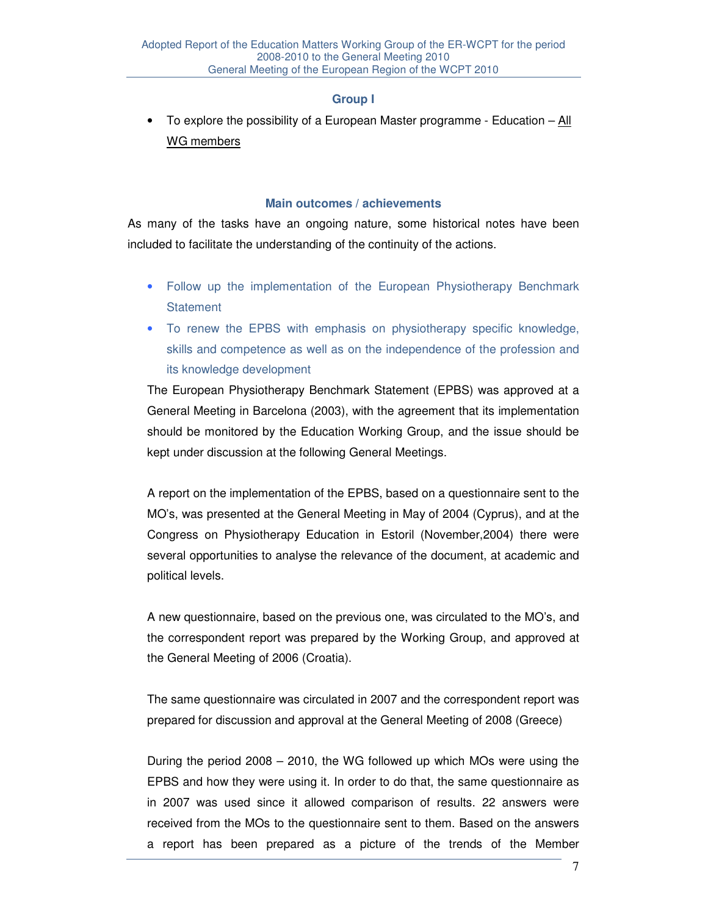### Group I

- To explore the possibility of a European Master programme - Education – All WG members

### Main outcomes / achievements

As many of the tasks have an ongoing nature, some historical notes have been included to facilitate the understanding of the continuity of the actions.

- Follow up the implementation of the European Physiotherapy Benchmark Statement
- To renew the EPBS with emphasis on physiotherapy specific knowledge, skills and competence as well as on the independence of the profession and its knowledge development

The European Physiotherapy Benchmark Statement (EPBS) was approved at a General Meeting in Barcelona (2003), with the agreement that its implementation should be monitored by the Education Working Group, and the issue should be kept under discussion at the following General Meetings.

A report on the implementation of the EPBS, based on a questionnaire sent to the MO's, was presented at the General Meeting in May of 2004 (Cyprus), and at the Congress on Physiotherapy Education in Estoril (November,2004) there were several opportunities to analyse the relevance of the document, at academic and political levels.

A new questionnaire, based on the previous one, was circulated to the MO's, and the correspondent report was prepared by the Working Group, and approved at the General Meeting of 2006 (Croatia).

The same questionnaire was circulated in 2007 and the correspondent report was prepared for discussion and approval at the General Meeting of 2008 (Greece)

During the period 2008 – 2010, the WG followed up which MOs were using the EPBS and how they were using it. In order to do that, the same questionnaire as in 2007 was used since it allowed comparison of results. 22 answers were received from the MOs to the questionnaire sent to them. Based on the answers a report has been prepared as a picture of the trends of the Member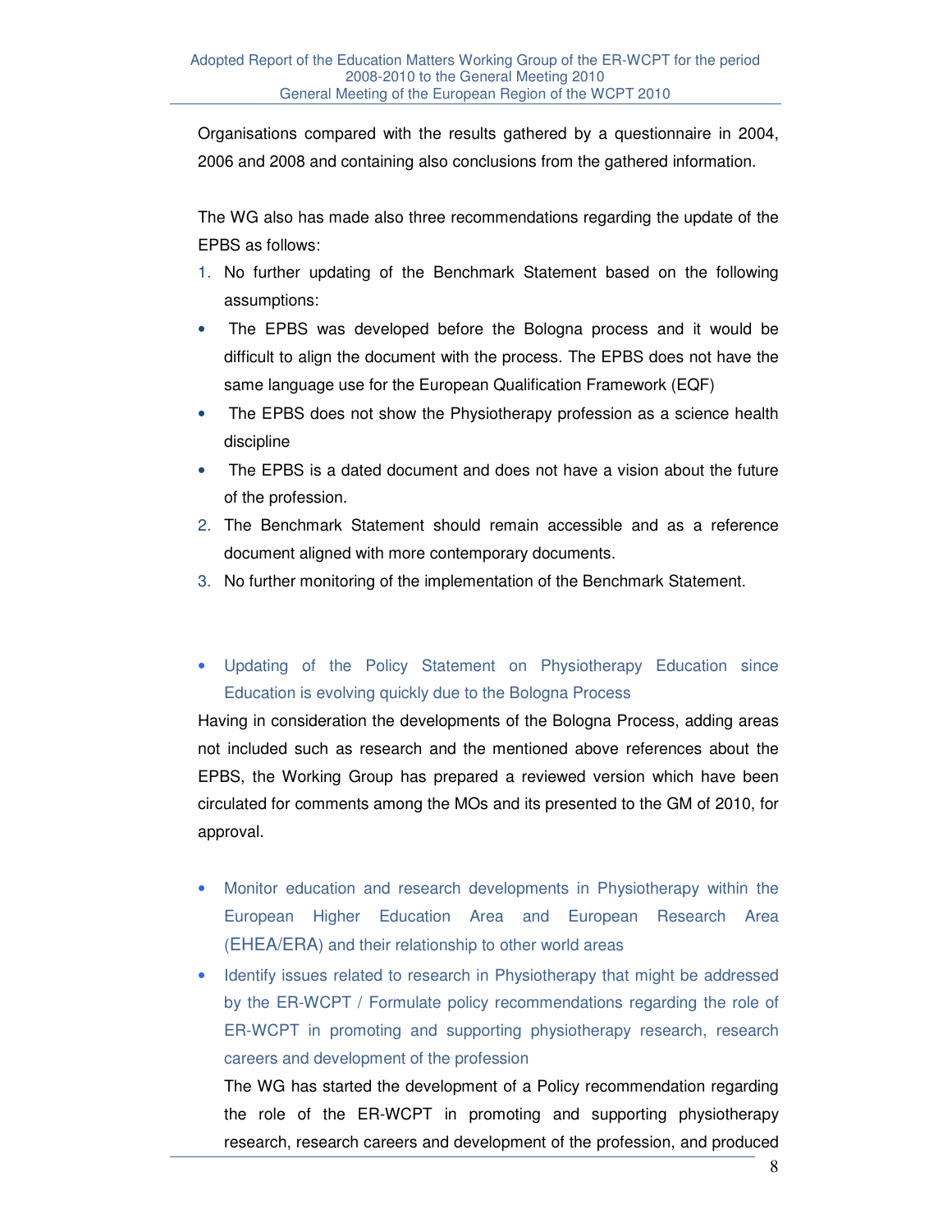Organisations compared with the results gathered by a questionnaire in 2004, 2006 and 2008 and containing also conclusions from the gathered information.

The WG also has made also three recommendations regarding the update of the EPBS as follows:

1. No further updating of the Benchmark Statement based on the following assumptions:
   - The EPBS was developed before the Bologna process and it would be difficult to align the document with the process. The EPBS does not have the same language use for the European Qualification Framework (EQF)
   - The EPBS does not show the Physiotherapy profession as a science health discipline
   - The EPBS is a dated document and does not have a vision about the future of the profession.
2. The Benchmark Statement should remain accessible and as a reference document aligned with more contemporary documents.
3. No further monitoring of the implementation of the Benchmark Statement.

- Updating of the Policy Statement on Physiotherapy Education since Education is evolving quickly due to the Bologna Process

Having in consideration the developments of the Bologna Process, adding areas not included such as research and the mentioned above references about the EPBS, the Working Group has prepared a reviewed version which have been circulated for comments among the MOs and its presented to the GM of 2010, for approval.

- Monitor education and research developments in Physiotherapy within the European Higher Education Area and European Research Area (EHEA/ERA) and their relationship to other world areas
- Identify issues related to research in Physiotherapy that might be addressed by the ER-WCPT / Formulate policy recommendations regarding the role of ER-WCPT in promoting and supporting physiotherapy research, research careers and development of the profession

  The WG has started the development of a Policy recommendation regarding the role of the ER-WCPT in promoting and supporting physiotherapy research, research careers and development of the profession, and produced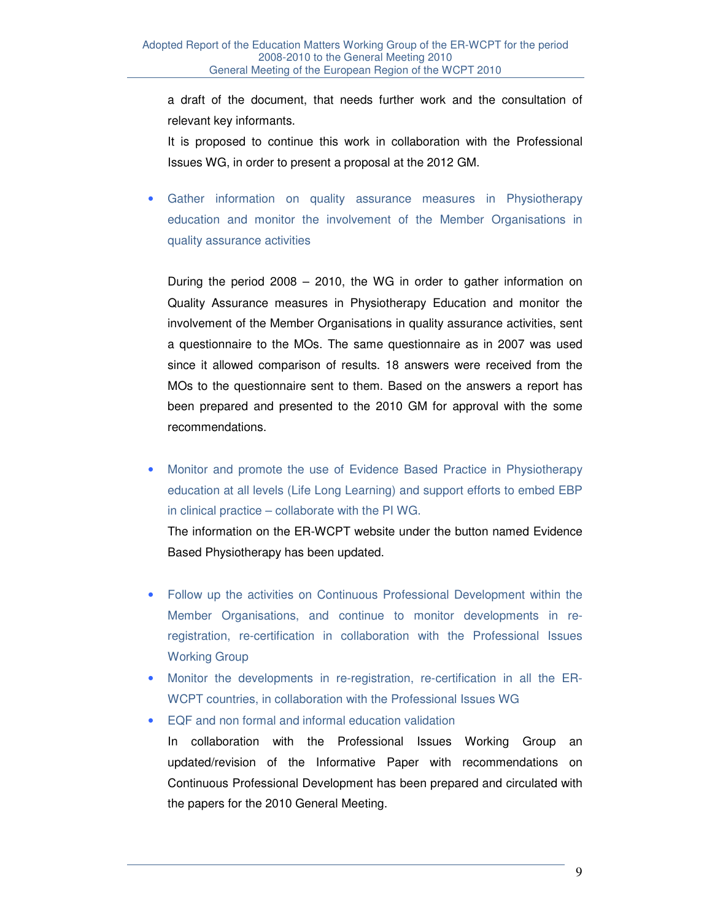a draft of the document, that needs further work and the consultation of relevant key informants.

It is proposed to continue this work in collaboration with the Professional Issues WG, in order to present a proposal at the 2012 GM.

- Gather information on quality assurance measures in Physiotherapy education and monitor the involvement of the Member Organisations in quality assurance activities

  During the period 2008 – 2010, the WG in order to gather information on Quality Assurance measures in Physiotherapy Education and monitor the involvement of the Member Organisations in quality assurance activities, sent a questionnaire to the MOs. The same questionnaire as in 2007 was used since it allowed comparison of results. 18 answers were received from the MOs to the questionnaire sent to them. Based on the answers a report has been prepared and presented to the 2010 GM for approval with the some recommendations.

- Monitor and promote the use of Evidence Based Practice in Physiotherapy education at all levels (Life Long Learning) and support efforts to embed EBP in clinical practice – collaborate with the PI WG.

  The information on the ER-WCPT website under the button named Evidence Based Physiotherapy has been updated.

- Follow up the activities on Continuous Professional Development within the Member Organisations, and continue to monitor developments in re-registration, re-certification in collaboration with the Professional Issues Working Group
- Monitor the developments in re-registration, re-certification in all the ER-WCPT countries, in collaboration with the Professional Issues WG
- EQF and non formal and informal education validation

  In collaboration with the Professional Issues Working Group an updated/revision of the Informative Paper with recommendations on Continuous Professional Development has been prepared and circulated with the papers for the 2010 General Meeting.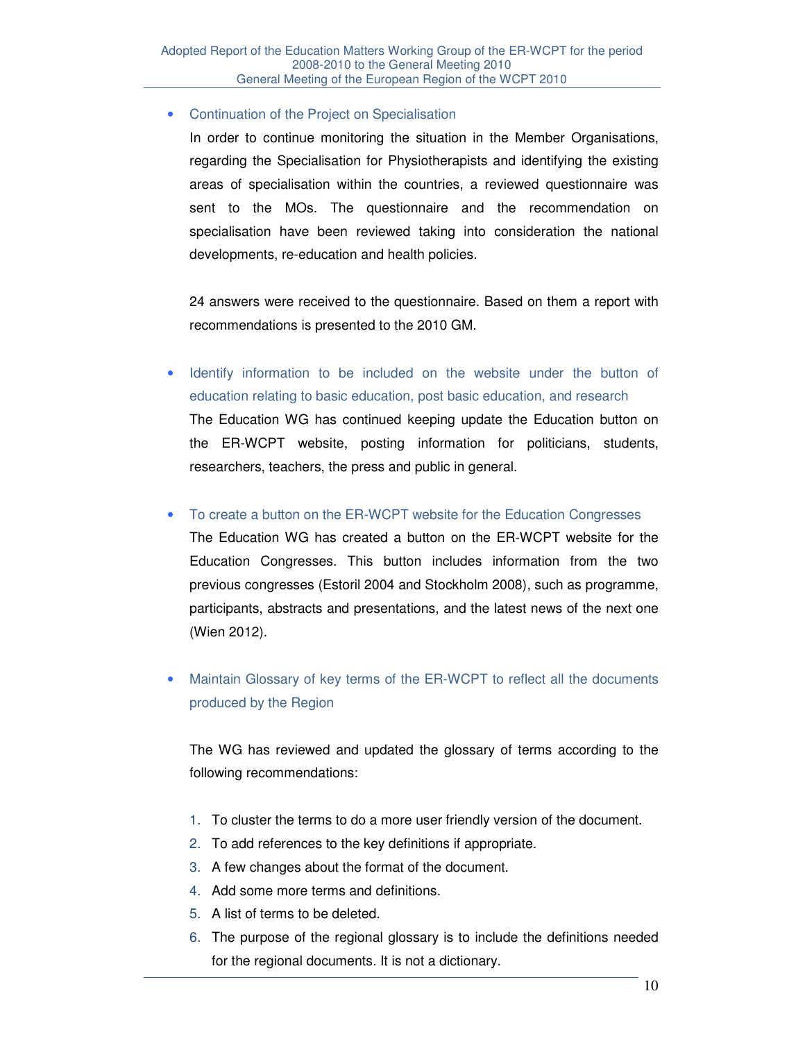- Continuation of the Project on Specialisation

  In order to continue monitoring the situation in the Member Organisations, regarding the Specialisation for Physiotherapists and identifying the existing areas of specialisation within the countries, a reviewed questionnaire was sent to the MOs. The questionnaire and the recommendation on specialisation have been reviewed taking into consideration the national developments, re-education and health policies.

  24 answers were received to the questionnaire. Based on them a report with recommendations is presented to the 2010 GM.

- Identify information to be included on the website under the button of education relating to basic education, post basic education, and research

  The Education WG has continued keeping update the Education button on the ER-WCPT website, posting information for politicians, students, researchers, teachers, the press and public in general.

- To create a button on the ER-WCPT website for the Education Congresses

  The Education WG has created a button on the ER-WCPT website for the Education Congresses. This button includes information from the two previous congresses (Estoril 2004 and Stockholm 2008), such as programme, participants, abstracts and presentations, and the latest news of the next one (Wien 2012).

- Maintain Glossary of key terms of the ER-WCPT to reflect all the documents produced by the Region

  The WG has reviewed and updated the glossary of terms according to the following recommendations:

  1. To cluster the terms to do a more user friendly version of the document.
  2. To add references to the key definitions if appropriate.
  3. A few changes about the format of the document.
  4. Add some more terms and definitions.
  5. A list of terms to be deleted.
  6. The purpose of the regional glossary is to include the definitions needed for the regional documents. It is not a dictionary.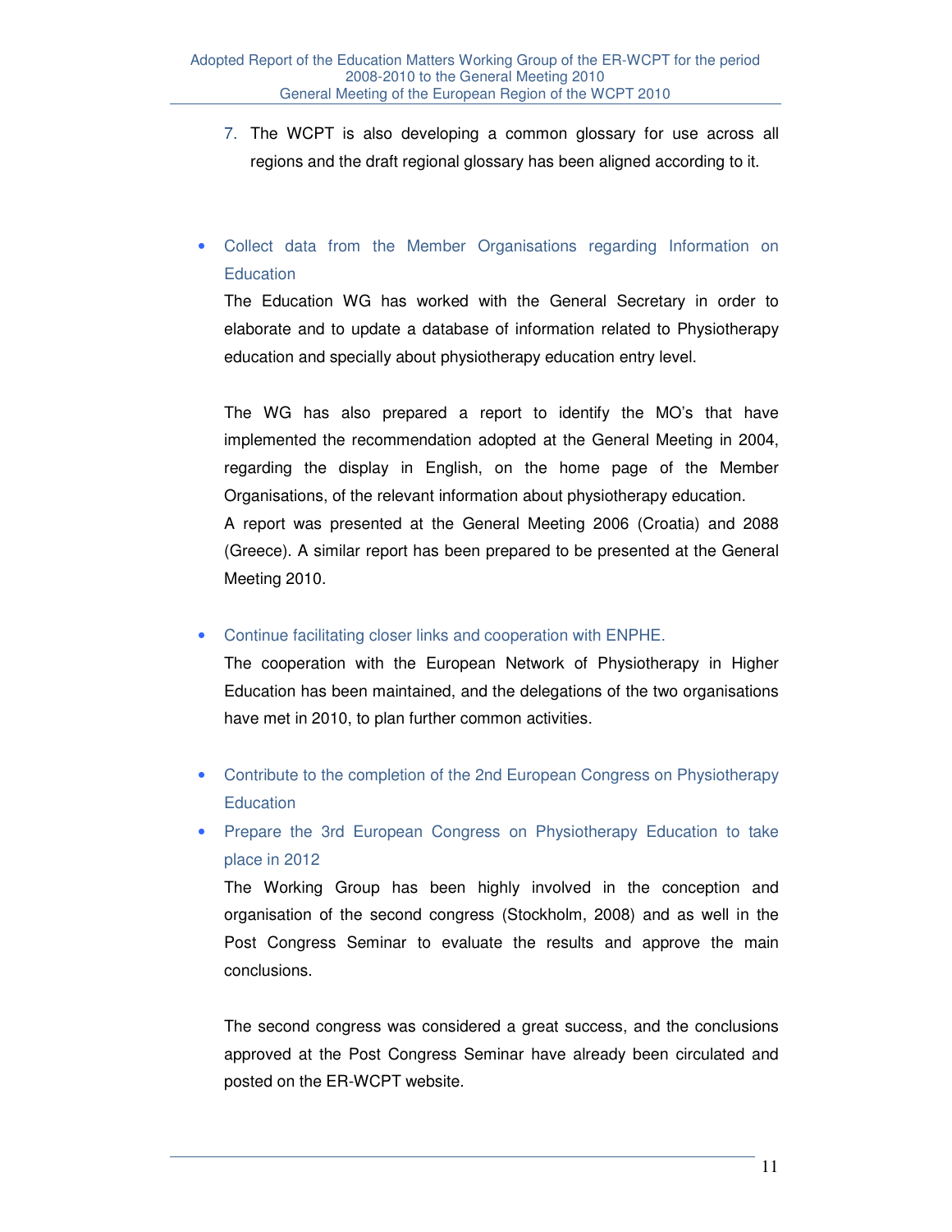7. The WCPT is also developing a common glossary for use across all regions and the draft regional glossary has been aligned according to it.

- Collect data from the Member Organisations regarding Information on Education

  The Education WG has worked with the General Secretary in order to elaborate and to update a database of information related to Physiotherapy education and specially about physiotherapy education entry level.

  The WG has also prepared a report to identify the MO's that have implemented the recommendation adopted at the General Meeting in 2004, regarding the display in English, on the home page of the Member Organisations, of the relevant information about physiotherapy education.
  A report was presented at the General Meeting 2006 (Croatia) and 2088 (Greece). A similar report has been prepared to be presented at the General Meeting 2010.

- Continue facilitating closer links and cooperation with ENPHE.

  The cooperation with the European Network of Physiotherapy in Higher Education has been maintained, and the delegations of the two organisations have met in 2010, to plan further common activities.

- Contribute to the completion of the 2nd European Congress on Physiotherapy Education
- Prepare the 3rd European Congress on Physiotherapy Education to take place in 2012

  The Working Group has been highly involved in the conception and organisation of the second congress (Stockholm, 2008) and as well in the Post Congress Seminar to evaluate the results and approve the main conclusions.

  The second congress was considered a great success, and the conclusions approved at the Post Congress Seminar have already been circulated and posted on the ER-WCPT website.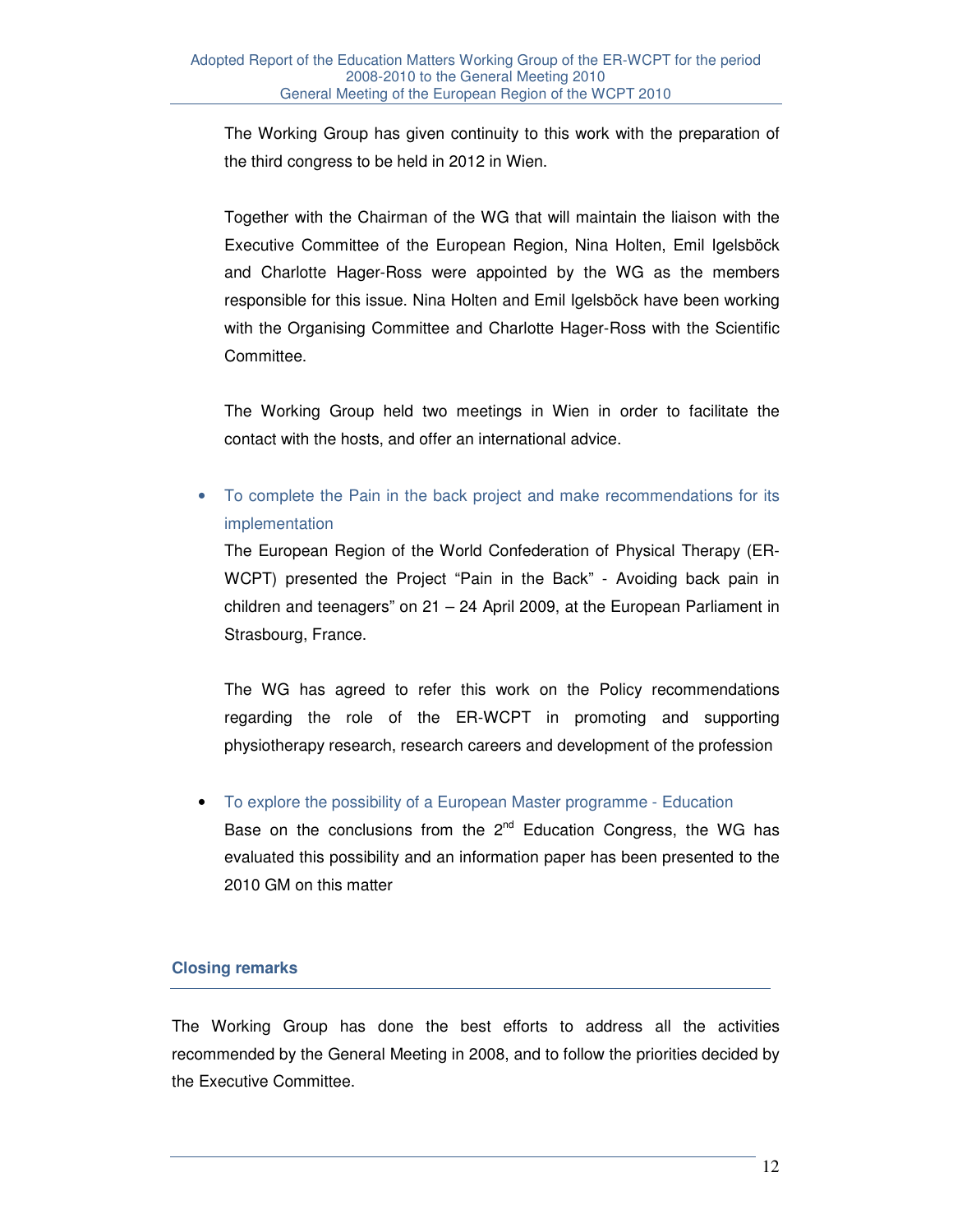The Working Group has given continuity to this work with the preparation of the third congress to be held in 2012 in Wien.

Together with the Chairman of the WG that will maintain the liaison with the Executive Committee of the European Region, Nina Holten, Emil Igelsböck and Charlotte Hager-Ross were appointed by the WG as the members responsible for this issue. Nina Holten and Emil Igelsböck have been working with the Organising Committee and Charlotte Hager-Ross with the Scientific Committee.

The Working Group held two meetings in Wien in order to facilitate the contact with the hosts, and offer an international advice.

- To complete the Pain in the back project and make recommendations for its implementation

  The European Region of the World Confederation of Physical Therapy (ER-WCPT) presented the Project "Pain in the Back" - Avoiding back pain in children and teenagers" on 21 – 24 April 2009, at the European Parliament in Strasbourg, France.

  The WG has agreed to refer this work on the Policy recommendations regarding the role of the ER-WCPT in promoting and supporting physiotherapy research, research careers and development of the profession

- To explore the possibility of a European Master programme - Education

  Base on the conclusions from the 2nd Education Congress, the WG has evaluated this possibility and an information paper has been presented to the 2010 GM on this matter

## Closing remarks

The Working Group has done the best efforts to address all the activities recommended by the General Meeting in 2008, and to follow the priorities decided by the Executive Committee.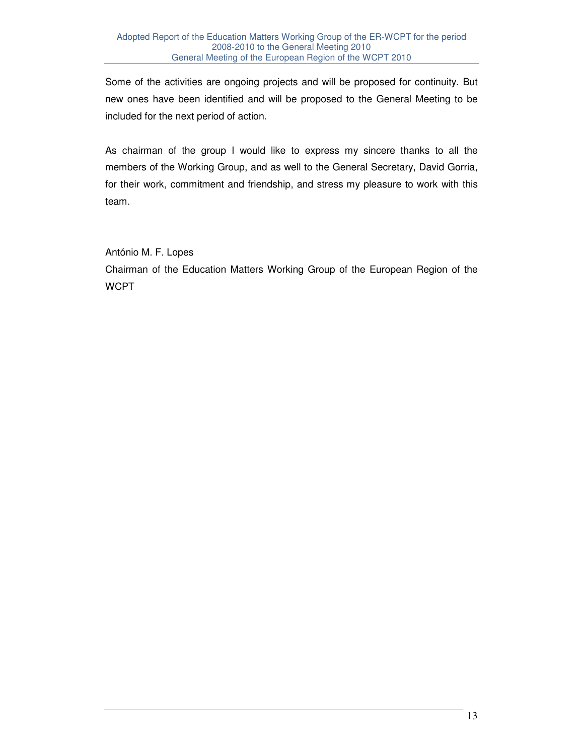Some of the activities are ongoing projects and will be proposed for continuity. But new ones have been identified and will be proposed to the General Meeting to be included for the next period of action.

As chairman of the group I would like to express my sincere thanks to all the members of the Working Group, and as well to the General Secretary, David Gorria, for their work, commitment and friendship, and stress my pleasure to work with this team.

António M. F. Lopes

Chairman of the Education Matters Working Group of the European Region of the WCPT